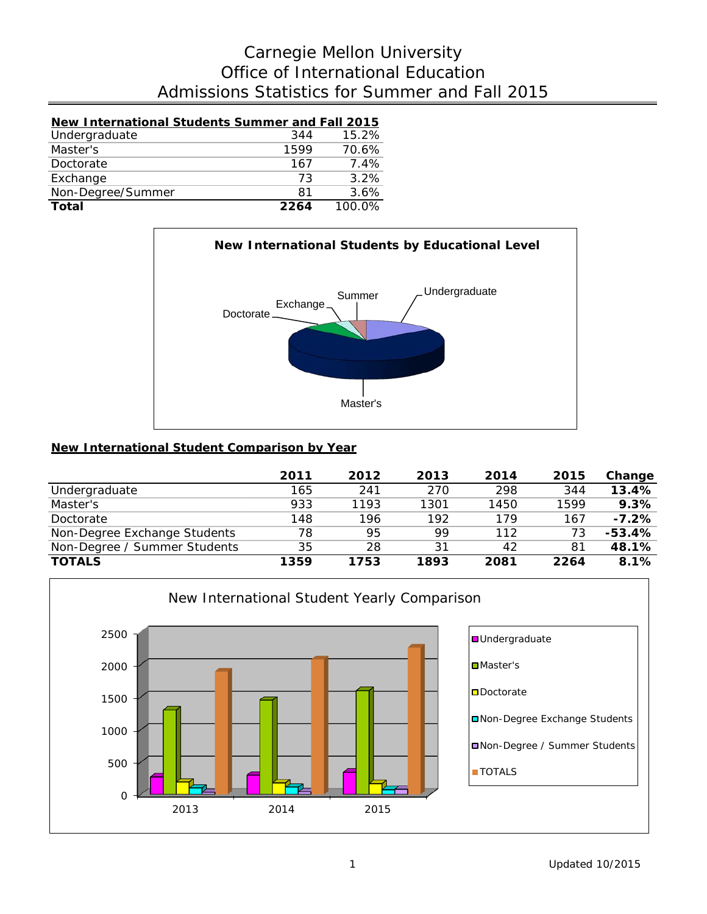# Carnegie Mellon University
## Office of International Education
## Admissions Statistics for Summer and Fall 2015

| New International Students Summer and Fall 2015 | | |
|---|---|---|
| Undergraduate | 344 | 15.2% |
| Master's | 1599 | 70.6% |
| Doctorate | 167 | 7.4% |
| Exchange | 73 | 3.2% |
| Non-Degree/Summer | 81 | 3.6% |
| **Total** | **2264** | 100.0% |

**New International Student Comparison by Year**

| | 2011 | 2012 | 2013 | 2014 | 2015 | Change |
|---|---|---|---|---|---|---|
| Undergraduate | 165 | 241 | 270 | 298 | 344 | **13.4%** |
| Master's | 933 | 1193 | 1301 | 1450 | 1599 | **9.3%** |
| Doctorate | 148 | 196 | 192 | 179 | 167 | **-7.2%** |
| Non-Degree Exchange Students | 78 | 95 | 99 | 112 | 73 | **-53.4%** |
| Non-Degree / Summer Students | 35 | 28 | 31 | 42 | 81 | **48.1%** |
| **TOTALS** | **1359** | **1753** | **1893** | **2081** | **2264** | **8.1%** |

Updated 10/2015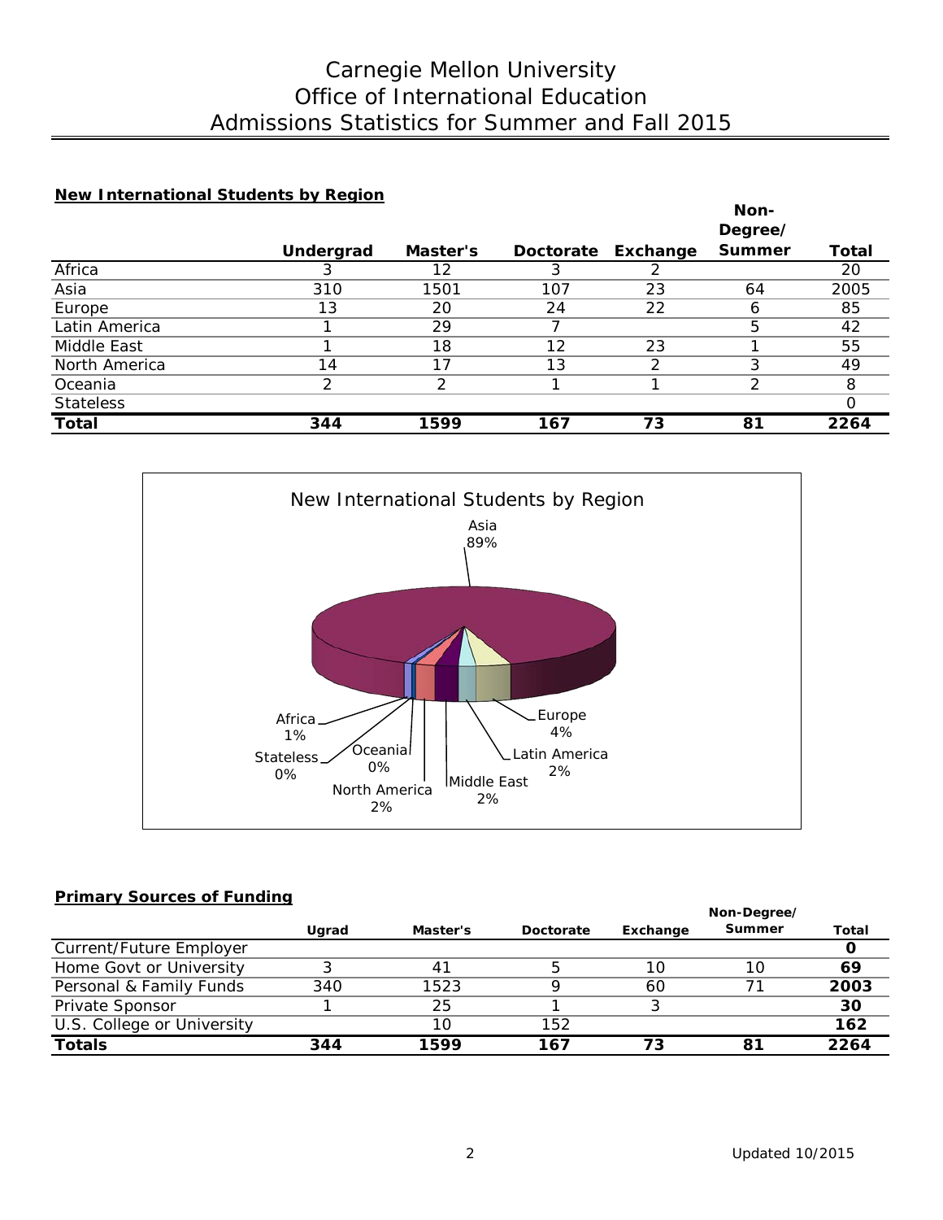# Carnegie Mellon University
# Office of International Education
# Admissions Statistics for Summer and Fall 2015

## New International Students by Region

| | Undergrad | Master's | Doctorate | Exchange | Non-Degree/ Summer | Total |
|---|---|---|---|---|---|---|
| Africa | 3 | 12 | 3 | 2 | | 20 |
| Asia | 310 | 1501 | 107 | 23 | 64 | 2005 |
| Europe | 13 | 20 | 24 | 22 | 6 | 85 |
| Latin America | 1 | 29 | 7 | | 5 | 42 |
| Middle East | 1 | 18 | 12 | 23 | 1 | 55 |
| North America | 14 | 17 | 13 | 2 | 3 | 49 |
| Oceania | 2 | 2 | 1 | 1 | 2 | 8 |
| Stateless | | | | | | 0 |
| **Total** | **344** | **1599** | **167** | **73** | **81** | **2264** |

New International Students by Region

Asia 89%, Europe 4%, Latin America 2%, Middle East 2%, North America 2%, Oceania 0%, Stateless 0%, Africa 1%

## Primary Sources of Funding

| | Ugrad | Master's | Doctorate | Exchange | Non-Degree/ Summer | Total |
|---|---|---|---|---|---|---|
| Current/Future Employer | | | | | | **0** |
| Home Govt or University | 3 | 41 | 5 | 10 | 10 | **69** |
| Personal & Family Funds | 340 | 1523 | 9 | 60 | 71 | **2003** |
| Private Sponsor | 1 | 25 | 1 | 3 | | **30** |
| U.S. College or University | | 10 | 152 | | | **162** |
| **Totals** | **344** | **1599** | **167** | **73** | **81** | **2264** |

Updated 10/2015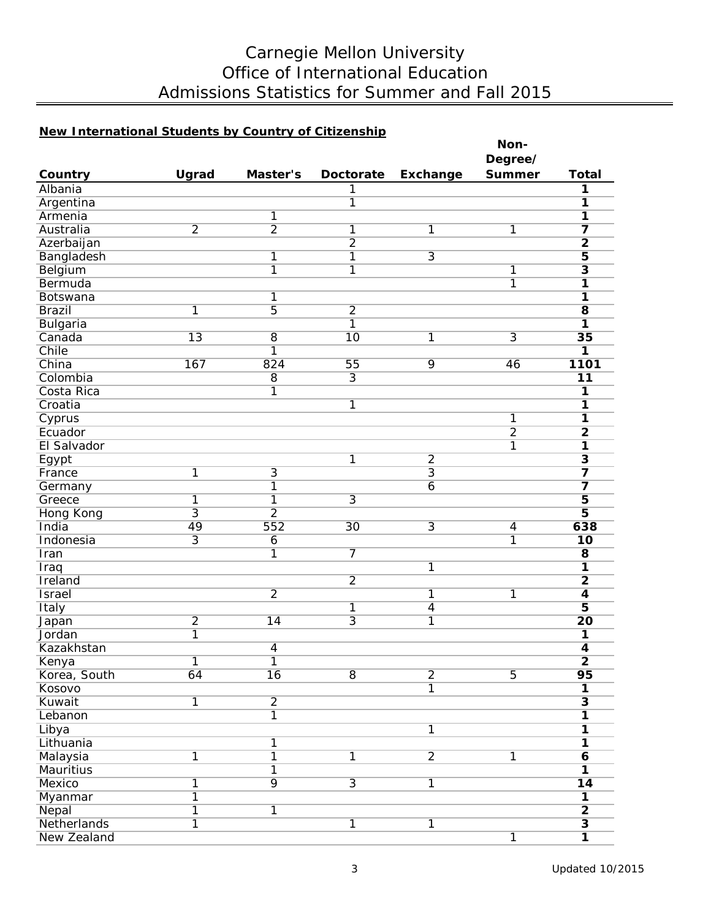# Carnegie Mellon University
# Office of International Education
# Admissions Statistics for Summer and Fall 2015

**New International Students by Country of Citizenship**

| Country | Ugrad | Master's | Doctorate | Exchange | Non-Degree/ Summer | Total |
|---|---|---|---|---|---|---|
| Albania | | | 1 | | | **1** |
| Argentina | | | 1 | | | **1** |
| Armenia | | 1 | | | | **1** |
| Australia | 2 | 2 | 1 | 1 | 1 | **7** |
| Azerbaijan | | | 2 | | | **2** |
| Bangladesh | | 1 | 1 | 3 | | **5** |
| Belgium | | 1 | 1 | | 1 | **3** |
| Bermuda | | | | | 1 | **1** |
| Botswana | | 1 | | | | **1** |
| Brazil | 1 | 5 | 2 | | | **8** |
| Bulgaria | | | 1 | | | **1** |
| Canada | 13 | 8 | 10 | 1 | 3 | **35** |
| Chile | | 1 | | | | **1** |
| China | 167 | 824 | 55 | 9 | 46 | **1101** |
| Colombia | | 8 | 3 | | | **11** |
| Costa Rica | | 1 | | | | **1** |
| Croatia | | | 1 | | | **1** |
| Cyprus | | | | | 1 | **1** |
| Ecuador | | | | | 2 | **2** |
| El Salvador | | | | | 1 | **1** |
| Egypt | | | 1 | 2 | | **3** |
| France | 1 | 3 | | 3 | | **7** |
| Germany | | 1 | | 6 | | **7** |
| Greece | 1 | 1 | 3 | | | **5** |
| Hong Kong | 3 | 2 | | | | **5** |
| India | 49 | 552 | 30 | 3 | 4 | **638** |
| Indonesia | 3 | 6 | | | 1 | **10** |
| Iran | | 1 | 7 | | | **8** |
| Iraq | | | | 1 | | **1** |
| Ireland | | | 2 | | | **2** |
| Israel | | 2 | | 1 | 1 | **4** |
| Italy | | | 1 | 4 | | **5** |
| Japan | 2 | 14 | 3 | 1 | | **20** |
| Jordan | 1 | | | | | **1** |
| Kazakhstan | | 4 | | | | **4** |
| Kenya | 1 | 1 | | | | **2** |
| Korea, South | 64 | 16 | 8 | 2 | 5 | **95** |
| Kosovo | | | | 1 | | **1** |
| Kuwait | 1 | 2 | | | | **3** |
| Lebanon | | 1 | | | | **1** |
| Libya | | | | 1 | | **1** |
| Lithuania | | 1 | | | | **1** |
| Malaysia | 1 | 1 | 1 | 2 | 1 | **6** |
| Mauritius | | 1 | | | | **1** |
| Mexico | 1 | 9 | 3 | 1 | | **14** |
| Myanmar | 1 | | | | | **1** |
| Nepal | 1 | 1 | | | | **2** |
| Netherlands | 1 | | 1 | 1 | | **3** |
| New Zealand | | | | | 1 | **1** |

Updated 10/2015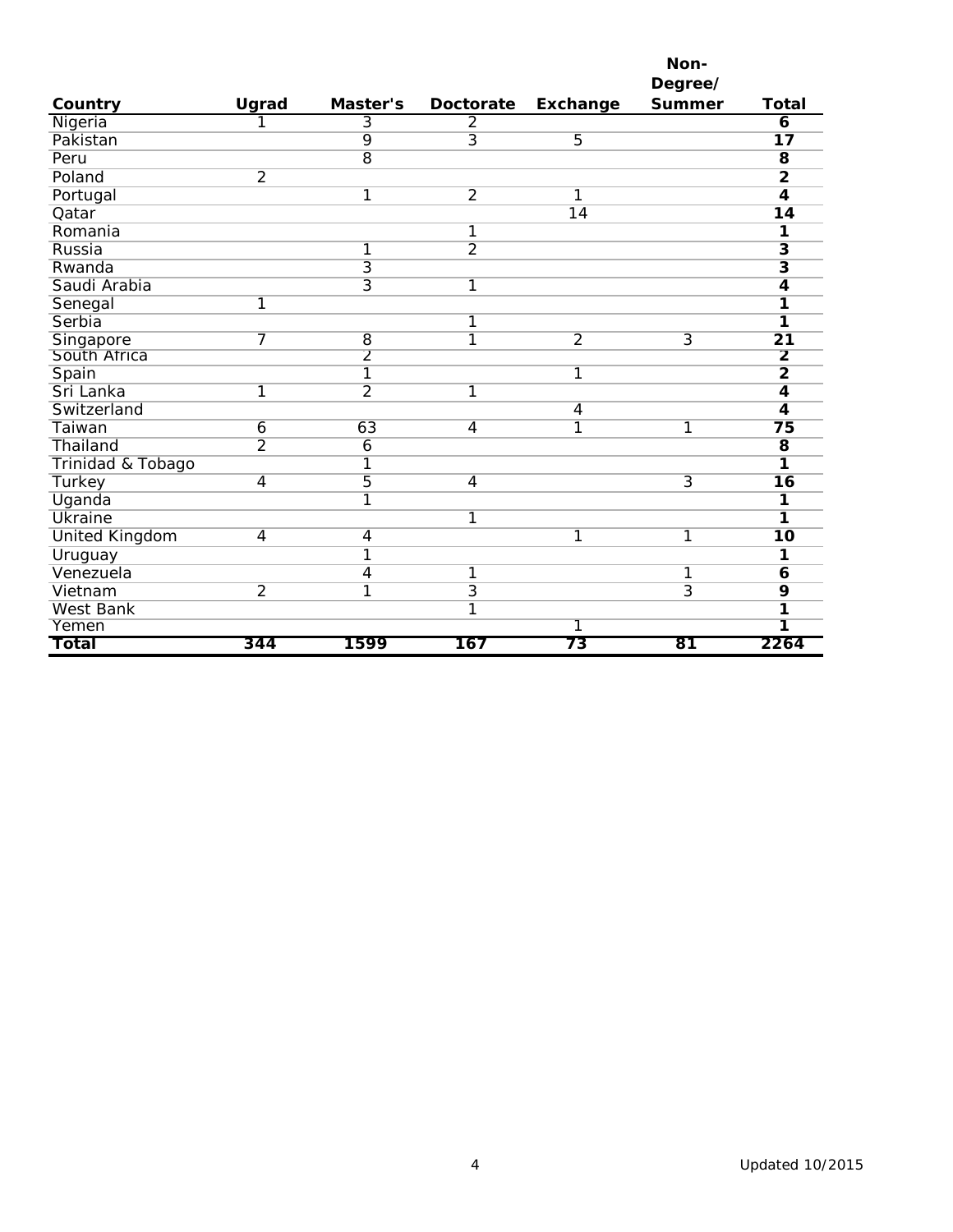| Country | Ugrad | Master's | Doctorate | Exchange | Non-Degree/ Summer | Total |
|---|---|---|---|---|---|---|
| Nigeria | 1 | 3 | 2 | | | **6** |
| Pakistan | | 9 | 3 | 5 | | **17** |
| Peru | | 8 | | | | **8** |
| Poland | 2 | | | | | **2** |
| Portugal | | 1 | 2 | 1 | | **4** |
| Qatar | | | | 14 | | **14** |
| Romania | | | 1 | | | **1** |
| Russia | | 1 | 2 | | | **3** |
| Rwanda | | 3 | | | | **3** |
| Saudi Arabia | | 3 | 1 | | | **4** |
| Senegal | 1 | | | | | **1** |
| Serbia | | | 1 | | | **1** |
| Singapore | 7 | 8 | 1 | 2 | 3 | **21** |
| South Africa | | 2 | | | | **2** |
| Spain | | 1 | | 1 | | **2** |
| Sri Lanka | 1 | 2 | 1 | | | **4** |
| Switzerland | | | | 4 | | **4** |
| Taiwan | 6 | 63 | 4 | 1 | 1 | **75** |
| Thailand | 2 | 6 | | | | **8** |
| Trinidad & Tobago | | 1 | | | | **1** |
| Turkey | 4 | 5 | 4 | | 3 | **16** |
| Uganda | | 1 | | | | **1** |
| Ukraine | | | 1 | | | **1** |
| United Kingdom | 4 | 4 | | 1 | 1 | **10** |
| Uruguay | | 1 | | | | **1** |
| Venezuela | | 4 | 1 | | 1 | **6** |
| Vietnam | 2 | 1 | 3 | | 3 | **9** |
| West Bank | | | 1 | | | **1** |
| Yemen | | | | 1 | | **1** |
| **Total** | **344** | **1599** | **167** | **73** | **81** | **2264** |

Updated 10/2015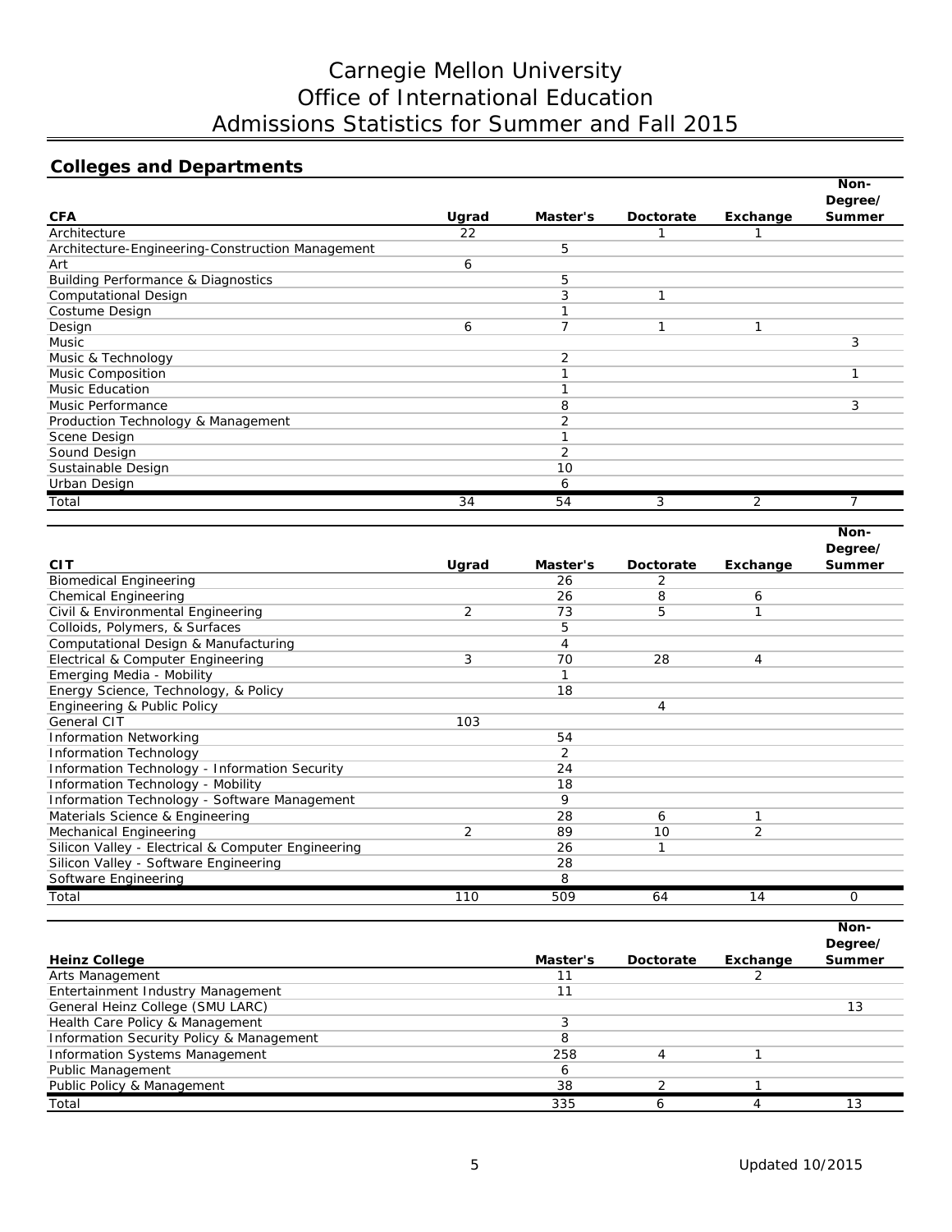# Carnegie Mellon University
# Office of International Education
# Admissions Statistics for Summer and Fall 2015

## Colleges and Departments

| CFA | Ugrad | Master's | Doctorate | Exchange | Non-Degree/ Summer |
|---|---|---|---|---|---|
| Architecture | 22 | | 1 | 1 | |
| Architecture-Engineering-Construction Management | | 5 | | | |
| Art | 6 | | | | |
| Building Performance & Diagnostics | | 5 | | | |
| Computational Design | | 3 | 1 | | |
| Costume Design | | 1 | | | |
| Design | 6 | 7 | 1 | 1 | |
| Music | | | | | 3 |
| Music & Technology | | 2 | | | |
| Music Composition | | 1 | | | 1 |
| Music Education | | 1 | | | |
| Music Performance | | 8 | | | 3 |
| Production Technology & Management | | 2 | | | |
| Scene Design | | 1 | | | |
| Sound Design | | 2 | | | |
| Sustainable Design | | 10 | | | |
| Urban Design | | 6 | | | |
| Total | 34 | 54 | 3 | 2 | 7 |

| CIT | Ugrad | Master's | Doctorate | Exchange | Non-Degree/ Summer |
|---|---|---|---|---|---|
| Biomedical Engineering | | 26 | 2 | | |
| Chemical Engineering | | 26 | 8 | 6 | |
| Civil & Environmental Engineering | 2 | 73 | 5 | 1 | |
| Colloids, Polymers, & Surfaces | | 5 | | | |
| Computational Design & Manufacturing | | 4 | | | |
| Electrical & Computer Engineering | 3 | 70 | 28 | 4 | |
| Emerging Media - Mobility | | 1 | | | |
| Energy Science, Technology, & Policy | | 18 | | | |
| Engineering & Public Policy | | | 4 | | |
| General CIT | 103 | | | | |
| Information Networking | | 54 | | | |
| Information Technology | | 2 | | | |
| Information Technology - Information Security | | 24 | | | |
| Information Technology - Mobility | | 18 | | | |
| Information Technology - Software Management | | 9 | | | |
| Materials Science & Engineering | | 28 | 6 | 1 | |
| Mechanical Engineering | 2 | 89 | 10 | 2 | |
| Silicon Valley - Electrical & Computer Engineering | | 26 | 1 | | |
| Silicon Valley - Software Engineering | | 28 | | | |
| Software Engineering | | 8 | | | |
| Total | 110 | 509 | 64 | 14 | 0 |

| Heinz College | Master's | Doctorate | Exchange | Non-Degree/ Summer |
|---|---|---|---|---|
| Arts Management | 11 | | 2 | |
| Entertainment Industry Management | 11 | | | |
| General Heinz College (SMU LARC) | | | | 13 |
| Health Care Policy & Management | 3 | | | |
| Information Security Policy & Management | 8 | | | |
| Information Systems Management | 258 | 4 | 1 | |
| Public Management | 6 | | | |
| Public Policy & Management | 38 | 2 | 1 | |
| Total | 335 | 6 | 4 | 13 |

Updated 10/2015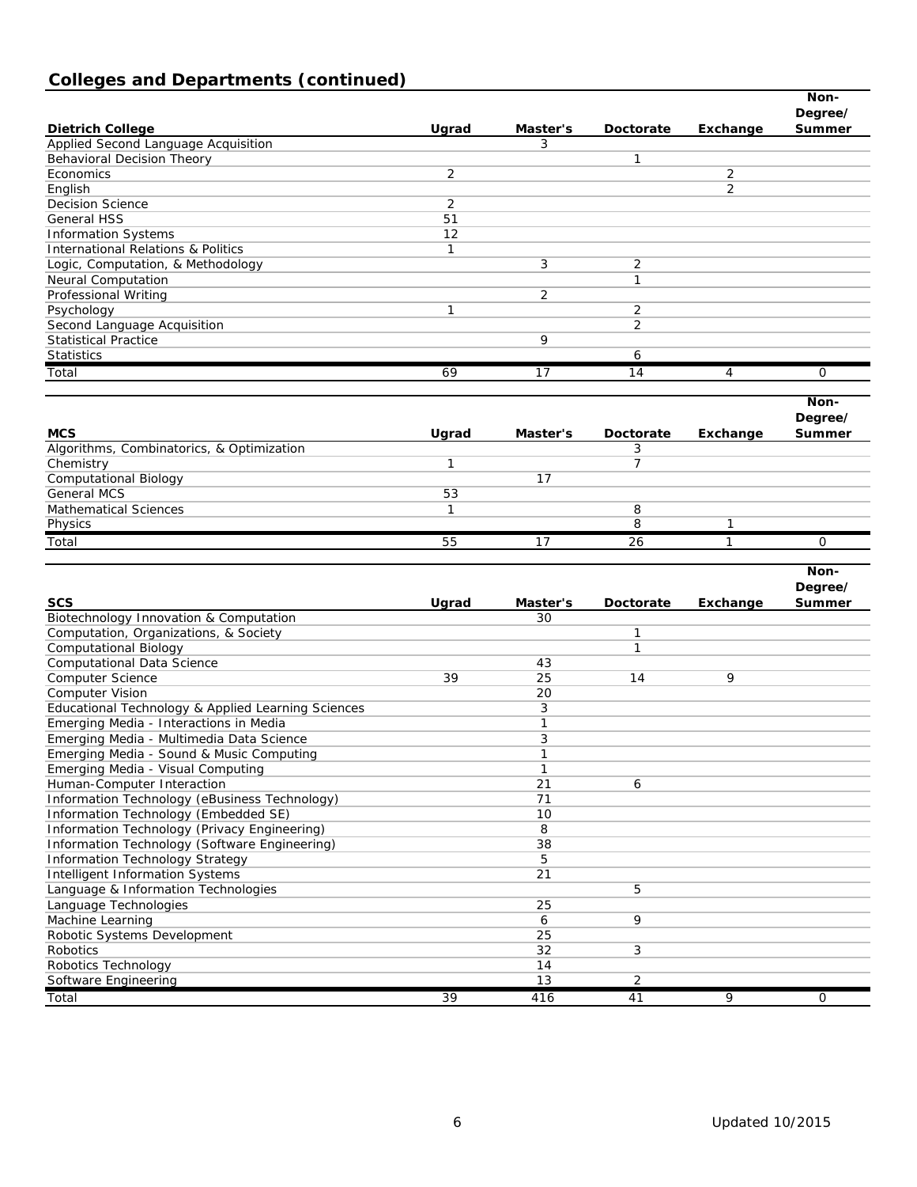## Colleges and Departments (continued)

| Dietrich College | Ugrad | Master's | Doctorate | Exchange | Non-Degree/ Summer |
|---|---|---|---|---|---|
| Applied Second Language Acquisition | | 3 | | | |
| Behavioral Decision Theory | | | 1 | | |
| Economics | 2 | | | 2 | |
| English | | | | 2 | |
| Decision Science | 2 | | | | |
| General HSS | 51 | | | | |
| Information Systems | 12 | | | | |
| International Relations & Politics | 1 | | | | |
| Logic, Computation, & Methodology | | 3 | 2 | | |
| Neural Computation | | | 1 | | |
| Professional Writing | | 2 | | | |
| Psychology | 1 | | 2 | | |
| Second Language Acquisition | | | 2 | | |
| Statistical Practice | | 9 | | | |
| Statistics | | | 6 | | |
| Total | 69 | 17 | 14 | 4 | 0 |

| MCS | Ugrad | Master's | Doctorate | Exchange | Non-Degree/ Summer |
|---|---|---|---|---|---|
| Algorithms, Combinatorics, & Optimization | | | 3 | | |
| Chemistry | 1 | | 7 | | |
| Computational Biology | | 17 | | | |
| General MCS | 53 | | | | |
| Mathematical Sciences | 1 | | 8 | | |
| Physics | | | 8 | 1 | |
| Total | 55 | 17 | 26 | 1 | 0 |

| SCS | Ugrad | Master's | Doctorate | Exchange | Non-Degree/ Summer |
|---|---|---|---|---|---|
| Biotechnology Innovation & Computation | | 30 | | | |
| Computation, Organizations, & Society | | | 1 | | |
| Computational Biology | | | 1 | | |
| Computational Data Science | | 43 | | | |
| Computer Science | 39 | 25 | 14 | 9 | |
| Computer Vision | | 20 | | | |
| Educational Technology & Applied Learning Sciences | | 3 | | | |
| Emerging Media - Interactions in Media | | 1 | | | |
| Emerging Media - Multimedia Data Science | | 3 | | | |
| Emerging Media - Sound & Music Computing | | 1 | | | |
| Emerging Media - Visual Computing | | 1 | | | |
| Human-Computer Interaction | | 21 | 6 | | |
| Information Technology (eBusiness Technology) | | 71 | | | |
| Information Technology (Embedded SE) | | 10 | | | |
| Information Technology (Privacy Engineering) | | 8 | | | |
| Information Technology (Software Engineering) | | 38 | | | |
| Information Technology Strategy | | 5 | | | |
| Intelligent Information Systems | | 21 | | | |
| Language & Information Technologies | | | 5 | | |
| Language Technologies | | 25 | | | |
| Machine Learning | | 6 | 9 | | |
| Robotic Systems Development | | 25 | | | |
| Robotics | | 32 | 3 | | |
| Robotics Technology | | 14 | | | |
| Software Engineering | | 13 | 2 | | |
| Total | 39 | 416 | 41 | 9 | 0 |

Updated 10/2015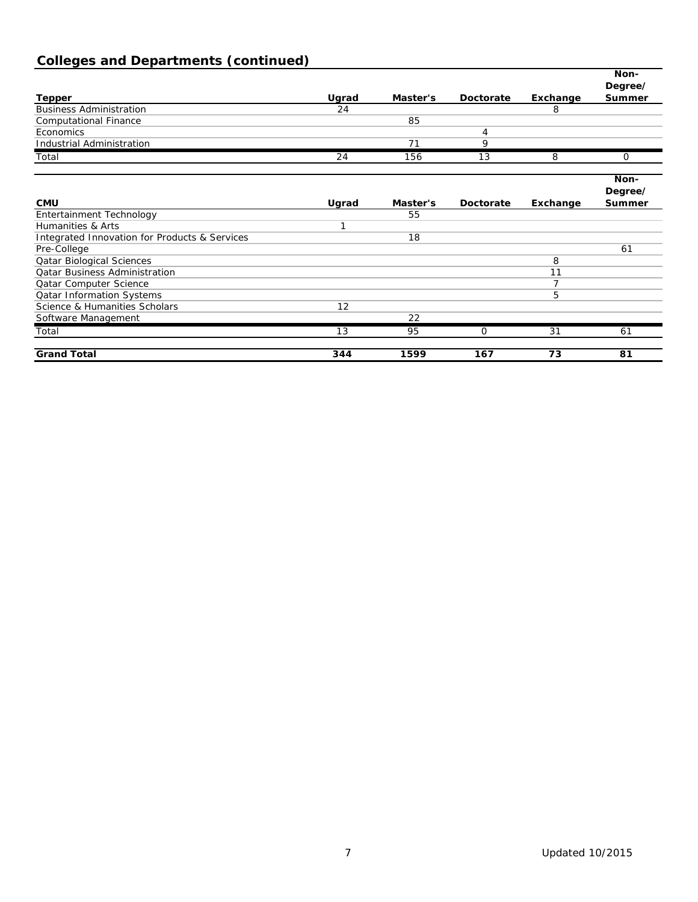## Colleges and Departments (continued)

| Tepper | Ugrad | Master's | Doctorate | Exchange | Non-Degree/ Summer |
|---|---|---|---|---|---|
| Business Administration | 24 | | | 8 | |
| Computational Finance | | 85 | | | |
| Economics | | | 4 | | |
| Industrial Administration | | 71 | 9 | | |
| Total | 24 | 156 | 13 | 8 | 0 |

| CMU | Ugrad | Master's | Doctorate | Exchange | Non-Degree/ Summer |
|---|---|---|---|---|---|
| Entertainment Technology | | 55 | | | |
| Humanities & Arts | 1 | | | | |
| Integrated Innovation for Products & Services | | 18 | | | |
| Pre-College | | | | | 61 |
| Qatar Biological Sciences | | | | 8 | |
| Qatar Business Administration | | | | 11 | |
| Qatar Computer Science | | | | 7 | |
| Qatar Information Systems | | | | 5 | |
| Science & Humanities Scholars | 12 | | | | |
| Software Management | | 22 | | | |
| Total | 13 | 95 | 0 | 31 | 61 |
| **Grand Total** | **344** | **1599** | **167** | **73** | **81** |

Updated 10/2015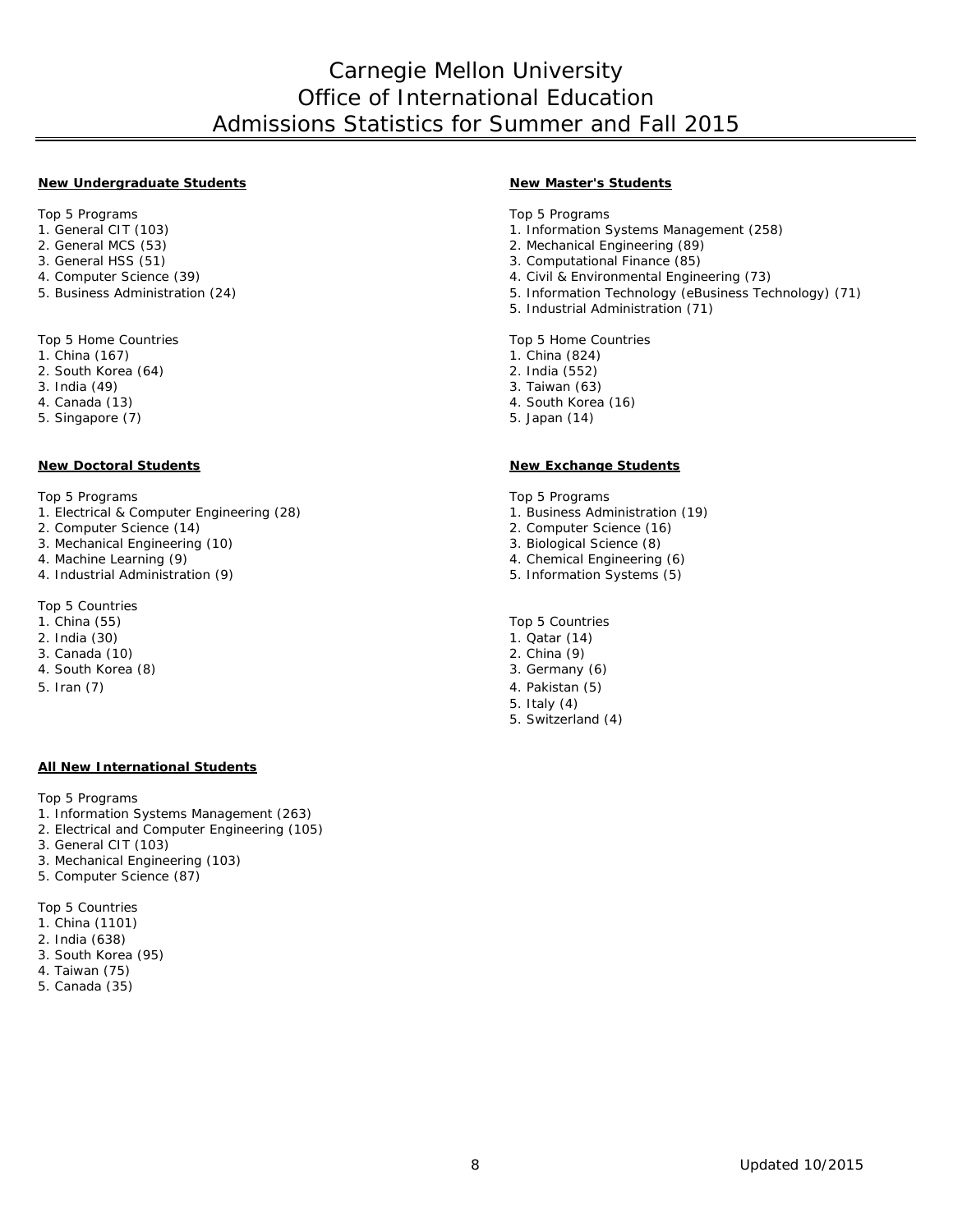# Carnegie Mellon University
# Office of International Education
# Admissions Statistics for Summer and Fall 2015

## New Undergraduate Students

Top 5 Programs
1. General CIT (103)
2. General MCS (53)
3. General HSS (51)
4. Computer Science (39)
5. Business Administration (24)

Top 5 Home Countries
1. China (167)
2. South Korea (64)
3. India (49)
4. Canada (13)
5. Singapore (7)

## New Master's Students

Top 5 Programs
1. Information Systems Management (258)
2. Mechanical Engineering (89)
3. Computational Finance (85)
4. Civil & Environmental Engineering (73)
5. Information Technology (eBusiness Technology) (71)
5. Industrial Administration (71)

Top 5 Home Countries
1. China (824)
2. India (552)
3. Taiwan (63)
4. South Korea (16)
5. Japan (14)

## New Doctoral Students

Top 5 Programs
1. Electrical & Computer Engineering (28)
2. Computer Science (14)
3. Mechanical Engineering (10)
4. Machine Learning (9)
4. Industrial Administration (9)

Top 5 Countries
1. China (55)
2. India (30)
3. Canada (10)
4. South Korea (8)
5. Iran (7)

## New Exchange Students

Top 5 Programs
1. Business Administration (19)
2. Computer Science (16)
3. Biological Science (8)
4. Chemical Engineering (6)
5. Information Systems (5)

Top 5 Countries
1. Qatar (14)
2. China (9)
3. Germany (6)
4. Pakistan (5)
5. Italy (4)
5. Switzerland (4)

## All New International Students

Top 5 Programs
1. Information Systems Management (263)
2. Electrical and Computer Engineering (105)
3. General CIT (103)
3. Mechanical Engineering (103)
5. Computer Science (87)

Top 5 Countries
1. China (1101)
2. India (638)
3. South Korea (95)
4. Taiwan (75)
5. Canada (35)

Updated 10/2015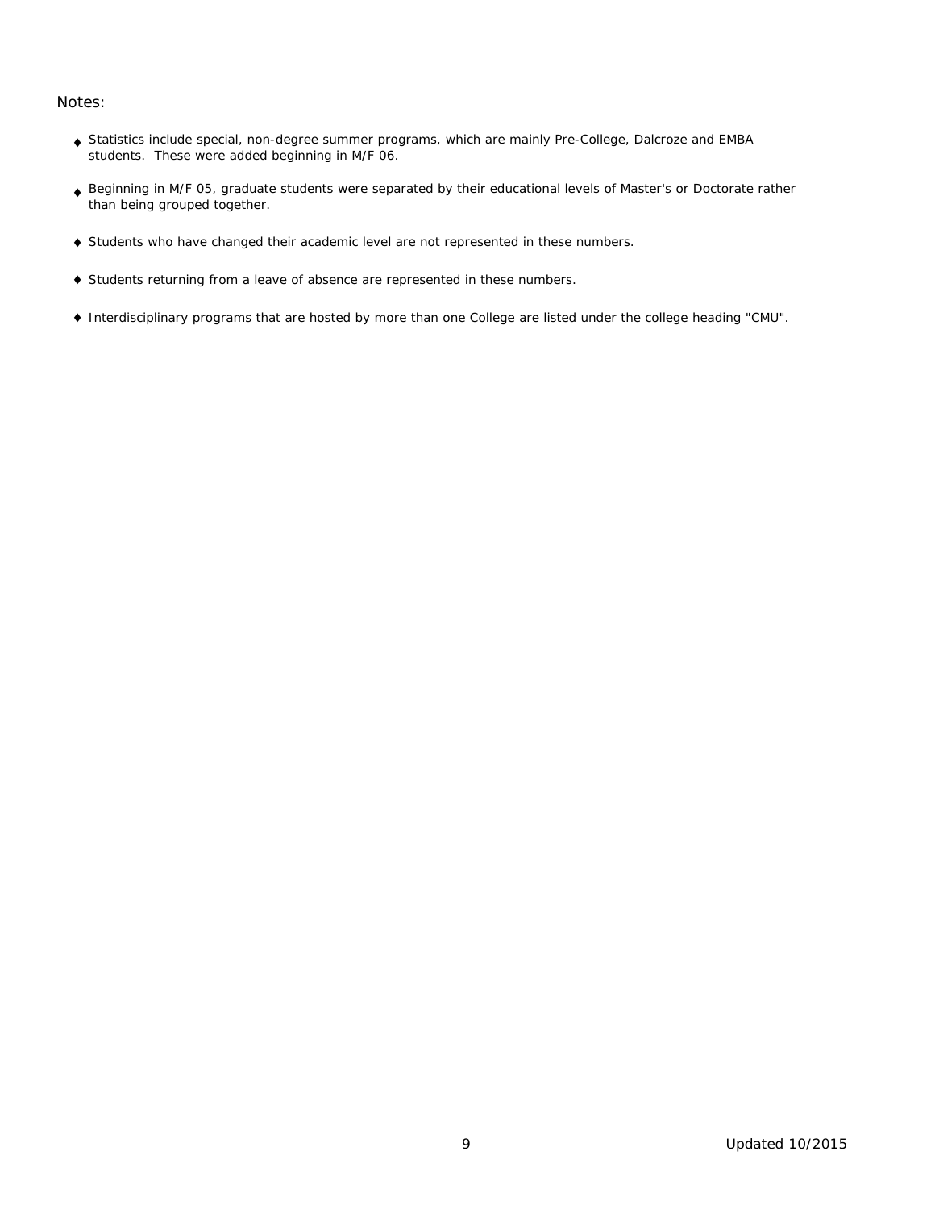Notes:

- Statistics include special, non-degree summer programs, which are mainly Pre-College, Dalcroze and EMBA students. These were added beginning in M/F 06.
- Beginning in M/F 05, graduate students were separated by their educational levels of Master's or Doctorate rather than being grouped together.
- Students who have changed their academic level are not represented in these numbers.
- Students returning from a leave of absence are represented in these numbers.
- Interdisciplinary programs that are hosted by more than one College are listed under the college heading "CMU".

Updated 10/2015